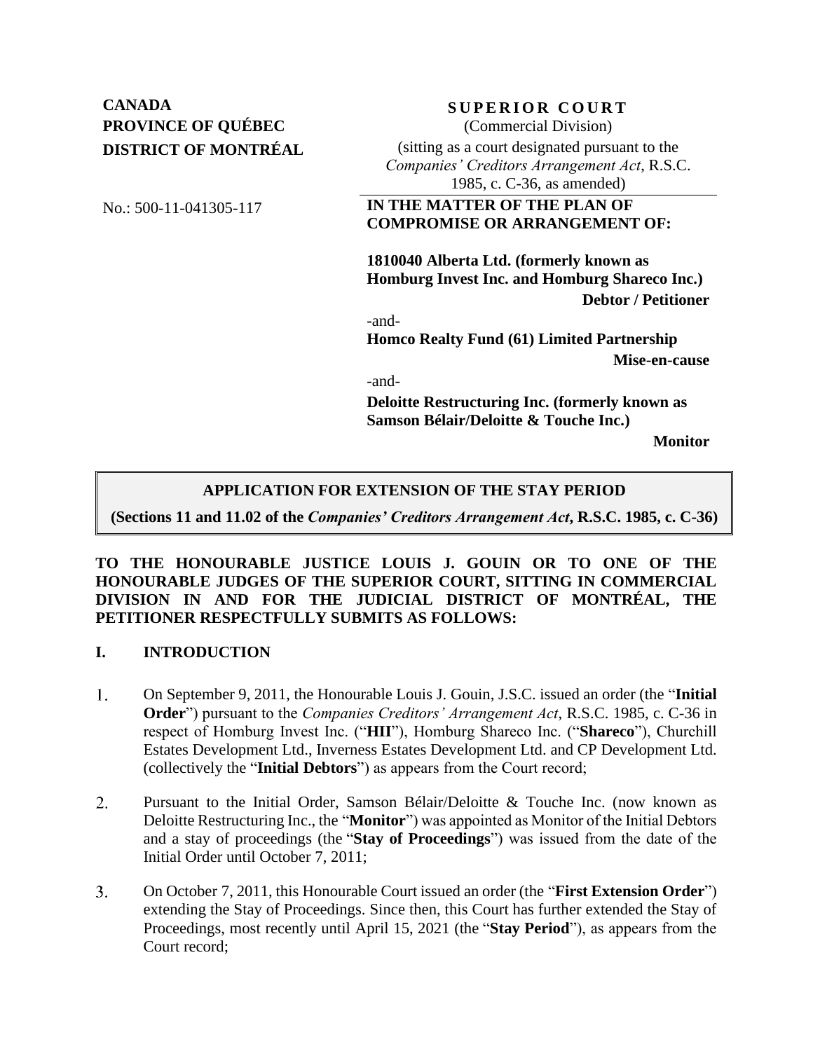**CANADA**
**PROVINCE OF QUÉBEC**
**DISTRICT OF MONTRÉAL**

No.: 500-11-041305-117

**SUPERIOR COURT**
(Commercial Division)
(sitting as a court designated pursuant to the *Companies' Creditors Arrangement Act*, R.S.C. 1985, c. C-36, as amended)

**IN THE MATTER OF THE PLAN OF COMPROMISE OR ARRANGEMENT OF:**

**1810040 Alberta Ltd. (formerly known as Homburg Invest Inc. and Homburg Shareco Inc.)**
**Debtor / Petitioner**

-and-

**Homco Realty Fund (61) Limited Partnership**
**Mise-en-cause**

-and-

**Deloitte Restructuring Inc. (formerly known as Samson Bélair/Deloitte & Touche Inc.)**
**Monitor**

**APPLICATION FOR EXTENSION OF THE STAY PERIOD**
**(Sections 11 and 11.02 of the *Companies' Creditors Arrangement Act*, R.S.C. 1985, c. C-36)**

**TO THE HONOURABLE JUSTICE LOUIS J. GOUIN OR TO ONE OF THE HONOURABLE JUDGES OF THE SUPERIOR COURT, SITTING IN COMMERCIAL DIVISION IN AND FOR THE JUDICIAL DISTRICT OF MONTRÉAL, THE PETITIONER RESPECTFULLY SUBMITS AS FOLLOWS:**

## I. INTRODUCTION

1. On September 9, 2011, the Honourable Louis J. Gouin, J.S.C. issued an order (the "**Initial Order**") pursuant to the *Companies Creditors' Arrangement Act*, R.S.C. 1985, c. C-36 in respect of Homburg Invest Inc. ("**HII**"), Homburg Shareco Inc. ("**Shareco**"), Churchill Estates Development Ltd., Inverness Estates Development Ltd. and CP Development Ltd. (collectively the "**Initial Debtors**") as appears from the Court record;

2. Pursuant to the Initial Order, Samson Bélair/Deloitte & Touche Inc. (now known as Deloitte Restructuring Inc., the "**Monitor**") was appointed as Monitor of the Initial Debtors and a stay of proceedings (the "**Stay of Proceedings**") was issued from the date of the Initial Order until October 7, 2011;

3. On October 7, 2011, this Honourable Court issued an order (the "**First Extension Order**") extending the Stay of Proceedings. Since then, this Court has further extended the Stay of Proceedings, most recently until April 15, 2021 (the "**Stay Period**"), as appears from the Court record;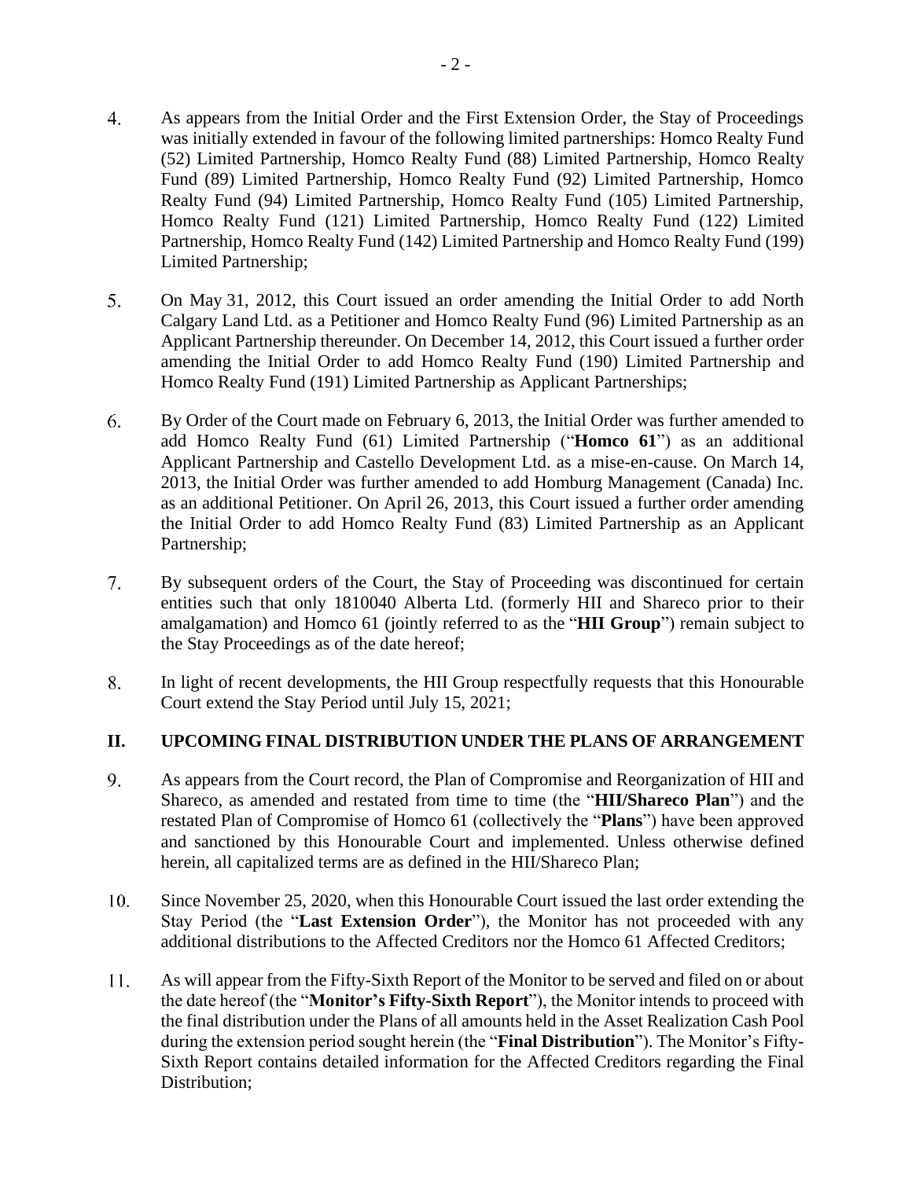4. As appears from the Initial Order and the First Extension Order, the Stay of Proceedings was initially extended in favour of the following limited partnerships: Homco Realty Fund (52) Limited Partnership, Homco Realty Fund (88) Limited Partnership, Homco Realty Fund (89) Limited Partnership, Homco Realty Fund (92) Limited Partnership, Homco Realty Fund (94) Limited Partnership, Homco Realty Fund (105) Limited Partnership, Homco Realty Fund (121) Limited Partnership, Homco Realty Fund (122) Limited Partnership, Homco Realty Fund (142) Limited Partnership and Homco Realty Fund (199) Limited Partnership;

5. On May 31, 2012, this Court issued an order amending the Initial Order to add North Calgary Land Ltd. as a Petitioner and Homco Realty Fund (96) Limited Partnership as an Applicant Partnership thereunder. On December 14, 2012, this Court issued a further order amending the Initial Order to add Homco Realty Fund (190) Limited Partnership and Homco Realty Fund (191) Limited Partnership as Applicant Partnerships;

6. By Order of the Court made on February 6, 2013, the Initial Order was further amended to add Homco Realty Fund (61) Limited Partnership ("**Homco 61**") as an additional Applicant Partnership and Castello Development Ltd. as a mise-en-cause. On March 14, 2013, the Initial Order was further amended to add Homburg Management (Canada) Inc. as an additional Petitioner. On April 26, 2013, this Court issued a further order amending the Initial Order to add Homco Realty Fund (83) Limited Partnership as an Applicant Partnership;

7. By subsequent orders of the Court, the Stay of Proceeding was discontinued for certain entities such that only 1810040 Alberta Ltd. (formerly HII and Shareco prior to their amalgamation) and Homco 61 (jointly referred to as the "**HII Group**") remain subject to the Stay Proceedings as of the date hereof;

8. In light of recent developments, the HII Group respectfully requests that this Honourable Court extend the Stay Period until July 15, 2021;

## II. UPCOMING FINAL DISTRIBUTION UNDER THE PLANS OF ARRANGEMENT

9. As appears from the Court record, the Plan of Compromise and Reorganization of HII and Shareco, as amended and restated from time to time (the "**HII/Shareco Plan**") and the restated Plan of Compromise of Homco 61 (collectively the "**Plans**") have been approved and sanctioned by this Honourable Court and implemented. Unless otherwise defined herein, all capitalized terms are as defined in the HII/Shareco Plan;

10. Since November 25, 2020, when this Honourable Court issued the last order extending the Stay Period (the "**Last Extension Order**"), the Monitor has not proceeded with any additional distributions to the Affected Creditors nor the Homco 61 Affected Creditors;

11. As will appear from the Fifty-Sixth Report of the Monitor to be served and filed on or about the date hereof (the "**Monitor's Fifty-Sixth Report**"), the Monitor intends to proceed with the final distribution under the Plans of all amounts held in the Asset Realization Cash Pool during the extension period sought herein (the "**Final Distribution**"). The Monitor's Fifty-Sixth Report contains detailed information for the Affected Creditors regarding the Final Distribution;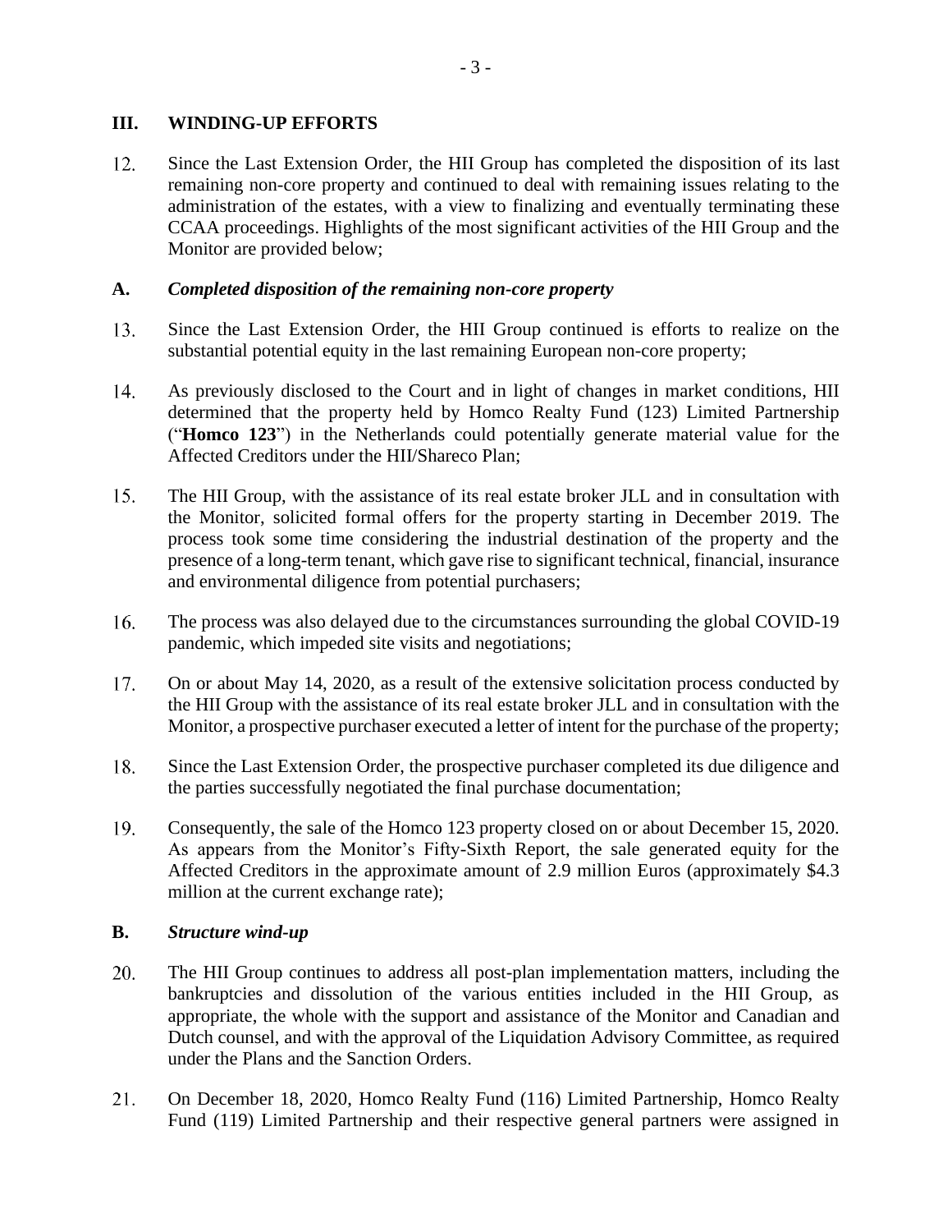## III. WINDING-UP EFFORTS

12. Since the Last Extension Order, the HII Group has completed the disposition of its last remaining non-core property and continued to deal with remaining issues relating to the administration of the estates, with a view to finalizing and eventually terminating these CCAA proceedings. Highlights of the most significant activities of the HII Group and the Monitor are provided below;

### A. *Completed disposition of the remaining non-core property*

13. Since the Last Extension Order, the HII Group continued is efforts to realize on the substantial potential equity in the last remaining European non-core property;

14. As previously disclosed to the Court and in light of changes in market conditions, HII determined that the property held by Homco Realty Fund (123) Limited Partnership ("**Homco 123**") in the Netherlands could potentially generate material value for the Affected Creditors under the HII/Shareco Plan;

15. The HII Group, with the assistance of its real estate broker JLL and in consultation with the Monitor, solicited formal offers for the property starting in December 2019. The process took some time considering the industrial destination of the property and the presence of a long-term tenant, which gave rise to significant technical, financial, insurance and environmental diligence from potential purchasers;

16. The process was also delayed due to the circumstances surrounding the global COVID-19 pandemic, which impeded site visits and negotiations;

17. On or about May 14, 2020, as a result of the extensive solicitation process conducted by the HII Group with the assistance of its real estate broker JLL and in consultation with the Monitor, a prospective purchaser executed a letter of intent for the purchase of the property;

18. Since the Last Extension Order, the prospective purchaser completed its due diligence and the parties successfully negotiated the final purchase documentation;

19. Consequently, the sale of the Homco 123 property closed on or about December 15, 2020. As appears from the Monitor's Fifty-Sixth Report, the sale generated equity for the Affected Creditors in the approximate amount of 2.9 million Euros (approximately $4.3 million at the current exchange rate);

### B. *Structure wind-up*

20. The HII Group continues to address all post-plan implementation matters, including the bankruptcies and dissolution of the various entities included in the HII Group, as appropriate, the whole with the support and assistance of the Monitor and Canadian and Dutch counsel, and with the approval of the Liquidation Advisory Committee, as required under the Plans and the Sanction Orders.

21. On December 18, 2020, Homco Realty Fund (116) Limited Partnership, Homco Realty Fund (119) Limited Partnership and their respective general partners were assigned in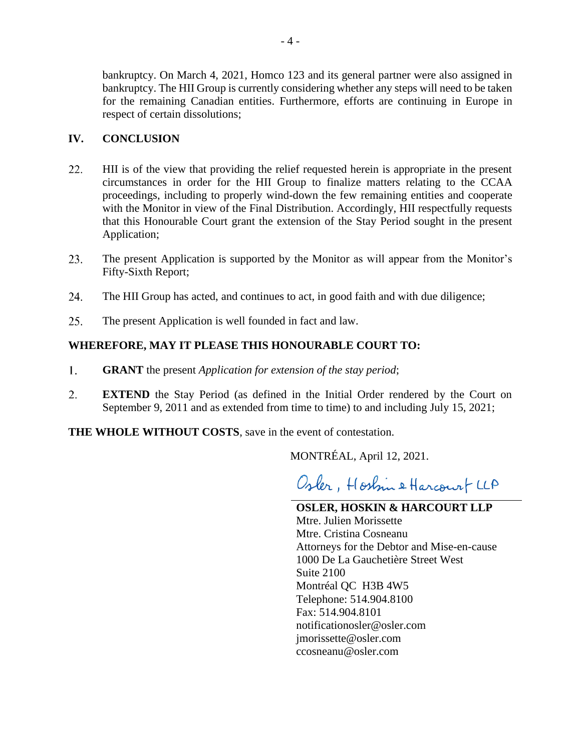bankruptcy. On March 4, 2021, Homco 123 and its general partner were also assigned in bankruptcy. The HII Group is currently considering whether any steps will need to be taken for the remaining Canadian entities. Furthermore, efforts are continuing in Europe in respect of certain dissolutions;

## IV. CONCLUSION

22. HII is of the view that providing the relief requested herein is appropriate in the present circumstances in order for the HII Group to finalize matters relating to the CCAA proceedings, including to properly wind-down the few remaining entities and cooperate with the Monitor in view of the Final Distribution. Accordingly, HII respectfully requests that this Honourable Court grant the extension of the Stay Period sought in the present Application;

23. The present Application is supported by the Monitor as will appear from the Monitor's Fifty-Sixth Report;

24. The HII Group has acted, and continues to act, in good faith and with due diligence;

25. The present Application is well founded in fact and law.

**WHEREFORE, MAY IT PLEASE THIS HONOURABLE COURT TO:**

1. **GRANT** the present *Application for extension of the stay period*;

2. **EXTEND** the Stay Period (as defined in the Initial Order rendered by the Court on September 9, 2011 and as extended from time to time) to and including July 15, 2021;

**THE WHOLE WITHOUT COSTS**, save in the event of contestation.

MONTRÉAL, April 12, 2021.

Osler, Hoskin & Harcourt LLP

**OSLER, HOSKIN & HARCOURT LLP**
Mtre. Julien Morissette
Mtre. Cristina Cosneanu
Attorneys for the Debtor and Mise-en-cause
1000 De La Gauchetière Street West
Suite 2100
Montréal QC H3B 4W5
Telephone: 514.904.8100
Fax: 514.904.8101
notificationosler@osler.com
jmorissette@osler.com
ccosneanu@osler.com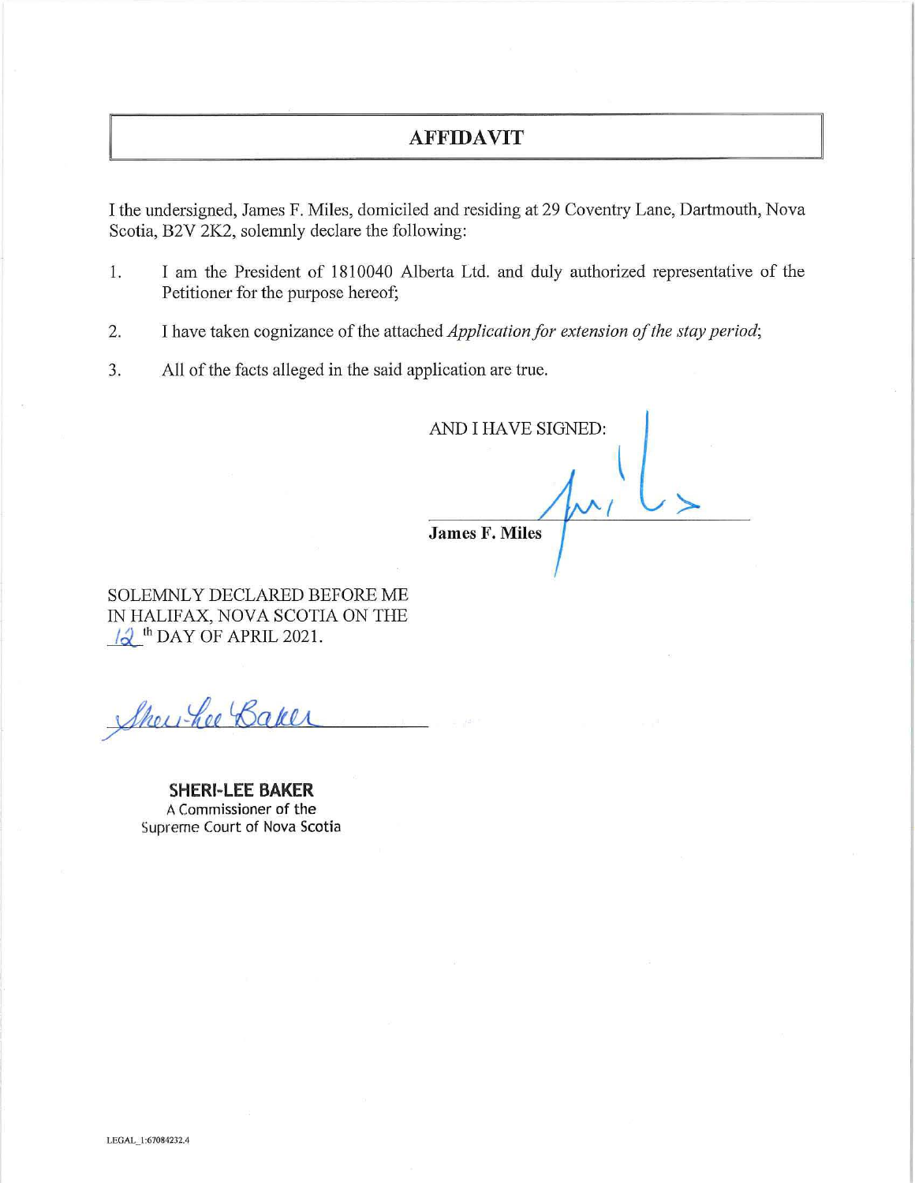# AFFIDAVIT

I the undersigned, James F. Miles, domiciled and residing at 29 Coventry Lane, Dartmouth, Nova Scotia, B2V 2K2, solemnly declare the following:

1. I am the President of 1810040 Alberta Ltd. and duly authorized representative of the Petitioner for the purpose hereof;

2. I have taken cognizance of the attached *Application for extension of the stay period*;

3. All of the facts alleged in the said application are true.

AND I HAVE SIGNED:

**James F. Miles**

SOLEMNLY DECLARED BEFORE ME IN HALIFAX, NOVA SCOTIA ON THE 12th DAY OF APRIL 2021.

**SHERI-LEE BAKER**
A Commissioner of the
Supreme Court of Nova Scotia

LEGAL_1:67084232.4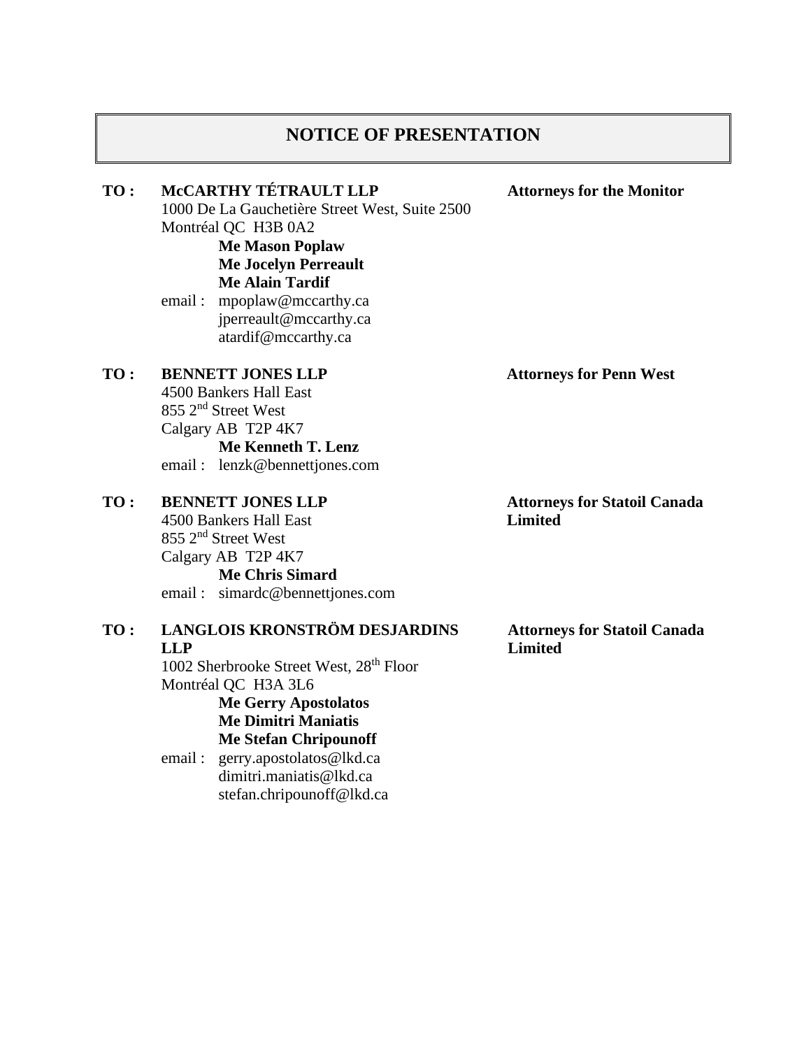## NOTICE OF PRESENTATION

**TO :** **McCARTHY TÉTRAULT LLP** — **Attorneys for the Monitor**
1000 De La Gauchetière Street West, Suite 2500
Montréal QC H3B 0A2
**Me Mason Poplaw**
**Me Jocelyn Perreault**
**Me Alain Tardif**
email : mpoplaw@mccarthy.ca
jperreault@mccarthy.ca
atardif@mccarthy.ca

**TO :** **BENNETT JONES LLP** — **Attorneys for Penn West**
4500 Bankers Hall East
855 2nd Street West
Calgary AB T2P 4K7
**Me Kenneth T. Lenz**
email : lenzk@bennettjones.com

**TO :** **BENNETT JONES LLP** — **Attorneys for Statoil Canada Limited**
4500 Bankers Hall East
855 2nd Street West
Calgary AB T2P 4K7
**Me Chris Simard**
email : simardc@bennettjones.com

**TO :** **LANGLOIS KRONSTRÖM DESJARDINS LLP** — **Attorneys for Statoil Canada Limited**
1002 Sherbrooke Street West, 28th Floor
Montréal QC H3A 3L6
**Me Gerry Apostolatos**
**Me Dimitri Maniatis**
**Me Stefan Chripounoff**
email : gerry.apostolatos@lkd.ca
dimitri.maniatis@lkd.ca
stefan.chripounoff@lkd.ca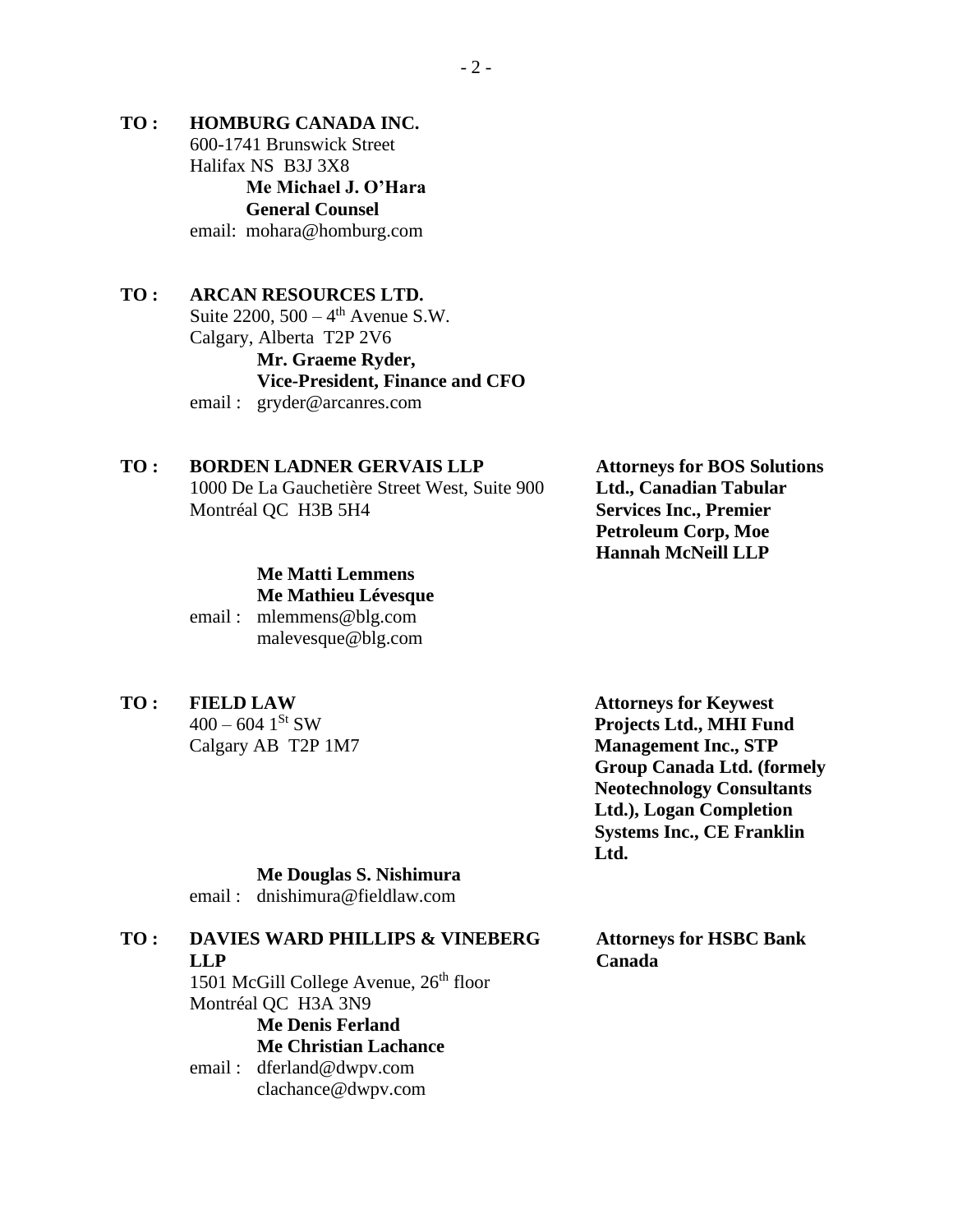**TO :** **HOMBURG CANADA INC.**
600-1741 Brunswick Street
Halifax NS B3J 3X8
**Me Michael J. O'Hara**
**General Counsel**
email: mohara@homburg.com

**TO :** **ARCAN RESOURCES LTD.**
Suite 2200, 500 – 4th Avenue S.W.
Calgary, Alberta T2P 2V6
**Mr. Graeme Ryder,**
**Vice-President, Finance and CFO**
email : gryder@arcanres.com

**TO :** **BORDEN LADNER GERVAIS LLP**
1000 De La Gauchetière Street West, Suite 900
Montréal QC H3B 5H4
**Me Matti Lemmens**
**Me Mathieu Lévesque**
email : mlemmens@blg.com
malevesque@blg.com

**Attorneys for BOS Solutions Ltd., Canadian Tabular Services Inc., Premier Petroleum Corp, Moe Hannah McNeill LLP**

**TO :** **FIELD LAW**
400 – 604 1St SW
Calgary AB T2P 1M7
**Me Douglas S. Nishimura**
email : dnishimura@fieldlaw.com

**Attorneys for Keywest Projects Ltd., MHI Fund Management Inc., STP Group Canada Ltd. (formely Neotechnology Consultants Ltd.), Logan Completion Systems Inc., CE Franklin Ltd.**

**TO :** **DAVIES WARD PHILLIPS & VINEBERG LLP**
1501 McGill College Avenue, 26th floor
Montréal QC H3A 3N9
**Me Denis Ferland**
**Me Christian Lachance**
email : dferland@dwpv.com
clachance@dwpv.com

**Attorneys for HSBC Bank Canada**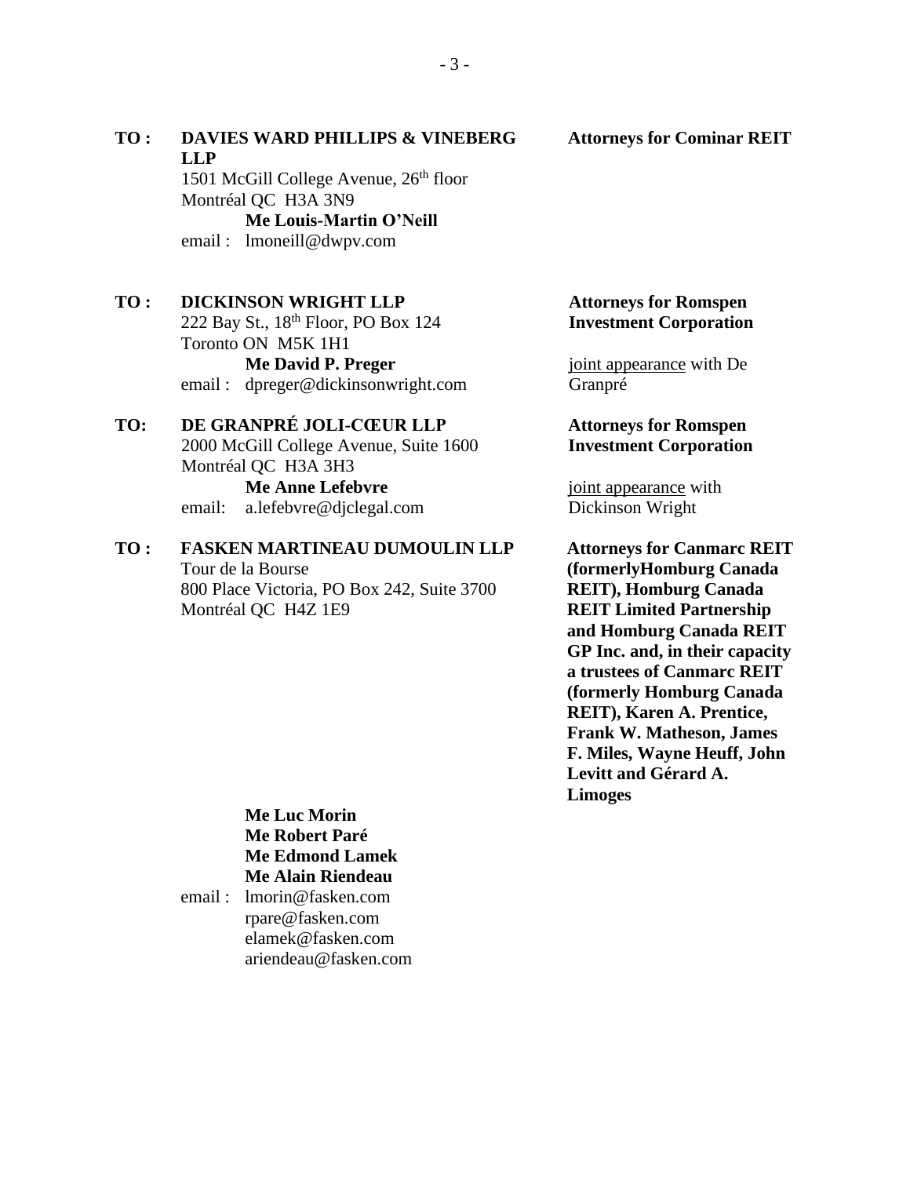**TO :** **DAVIES WARD PHILLIPS & VINEBERG LLP**
1501 McGill College Avenue, 26th floor
Montréal QC H3A 3N9
**Me Louis-Martin O'Neill**
email : lmoneill@dwpv.com

**Attorneys for Cominar REIT**

**TO :** **DICKINSON WRIGHT LLP**
222 Bay St., 18th Floor, PO Box 124
Toronto ON M5K 1H1
**Me David P. Preger**
email : dpreger@dickinsonwright.com

**Attorneys for Romspen Investment Corporation**

joint appearance with De Granpré

**TO:** **DE GRANPRÉ JOLI-CŒUR LLP**
2000 McGill College Avenue, Suite 1600
Montréal QC H3A 3H3
**Me Anne Lefebvre**
email: a.lefebvre@djclegal.com

**Attorneys for Romspen Investment Corporation**

joint appearance with Dickinson Wright

**TO :** **FASKEN MARTINEAU DUMOULIN LLP**
Tour de la Bourse
800 Place Victoria, PO Box 242, Suite 3700
Montréal QC H4Z 1E9
**Me Luc Morin**
**Me Robert Paré**
**Me Edmond Lamek**
**Me Alain Riendeau**
email : lmorin@fasken.com
rpare@fasken.com
elamek@fasken.com
ariendeau@fasken.com

**Attorneys for Canmarc REIT (formerlyHomburg Canada REIT), Homburg Canada REIT Limited Partnership and Homburg Canada REIT GP Inc. and, in their capacity a trustees of Canmarc REIT (formerly Homburg Canada REIT), Karen A. Prentice, Frank W. Matheson, James F. Miles, Wayne Heuff, John Levitt and Gérard A. Limoges**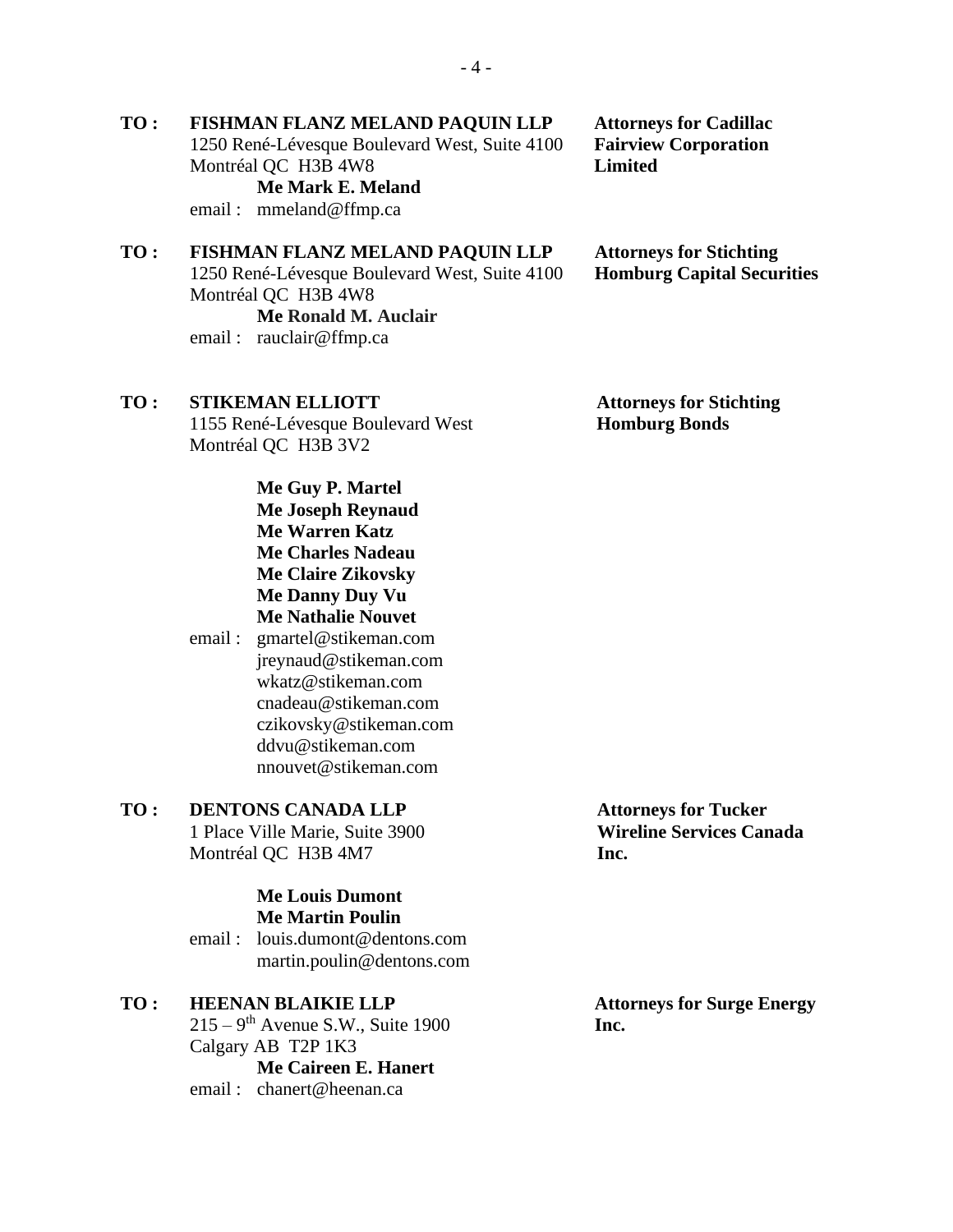**TO :** **FISHMAN FLANZ MELAND PAQUIN LLP**
1250 René-Lévesque Boulevard West, Suite 4100
Montréal QC H3B 4W8
**Me Mark E. Meland**
email : mmeland@ffmp.ca

**Attorneys for Cadillac Fairview Corporation Limited**

**TO :** **FISHMAN FLANZ MELAND PAQUIN LLP**
1250 René-Lévesque Boulevard West, Suite 4100
Montréal QC H3B 4W8
**Me Ronald M. Auclair**
email : rauclair@ffmp.ca

**Attorneys for Stichting Homburg Capital Securities**

**TO :** **STIKEMAN ELLIOTT**
1155 René-Lévesque Boulevard West
Montréal QC H3B 3V2

**Me Guy P. Martel**
**Me Joseph Reynaud**
**Me Warren Katz**
**Me Charles Nadeau**
**Me Claire Zikovsky**
**Me Danny Duy Vu**
**Me Nathalie Nouvet**
email : gmartel@stikeman.com
jreynaud@stikeman.com
wkatz@stikeman.com
cnadeau@stikeman.com
czikovsky@stikeman.com
ddvu@stikeman.com
nnouvet@stikeman.com

**Attorneys for Stichting Homburg Bonds**

**TO :** **DENTONS CANADA LLP**
1 Place Ville Marie, Suite 3900
Montréal QC H3B 4M7

**Me Louis Dumont**
**Me Martin Poulin**
email : louis.dumont@dentons.com
martin.poulin@dentons.com

**Attorneys for Tucker Wireline Services Canada Inc.**

**TO :** **HEENAN BLAIKIE LLP**
215 – 9th Avenue S.W., Suite 1900
Calgary AB T2P 1K3
**Me Caireen E. Hanert**
email : chanert@heenan.ca

**Attorneys for Surge Energy Inc.**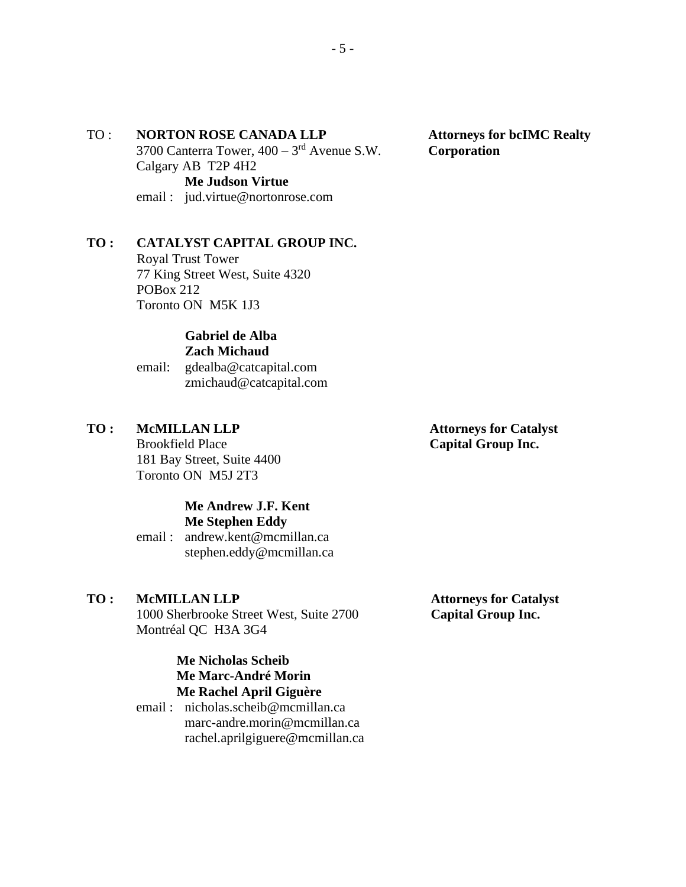TO : **NORTON ROSE CANADA LLP**
3700 Canterra Tower, 400 – 3rd Avenue S.W.
Calgary AB T2P 4H2
**Me Judson Virtue**
email : jud.virtue@nortonrose.com

**Attorneys for bcIMC Realty Corporation**

**TO : CATALYST CAPITAL GROUP INC.**
Royal Trust Tower
77 King Street West, Suite 4320
POBox 212
Toronto ON M5K 1J3

**Gabriel de Alba**
**Zach Michaud**
email: gdealba@catcapital.com
zmichaud@catcapital.com

**TO : McMILLAN LLP**
Brookfield Place
181 Bay Street, Suite 4400
Toronto ON M5J 2T3

**Me Andrew J.F. Kent**
**Me Stephen Eddy**
email : andrew.kent@mcmillan.ca
stephen.eddy@mcmillan.ca

**Attorneys for Catalyst Capital Group Inc.**

**TO : McMILLAN LLP**
1000 Sherbrooke Street West, Suite 2700
Montréal QC H3A 3G4

**Me Nicholas Scheib**
**Me Marc-André Morin**
**Me Rachel April Giguère**
email : nicholas.scheib@mcmillan.ca
marc-andre.morin@mcmillan.ca
rachel.aprilgiguere@mcmillan.ca

**Attorneys for Catalyst Capital Group Inc.**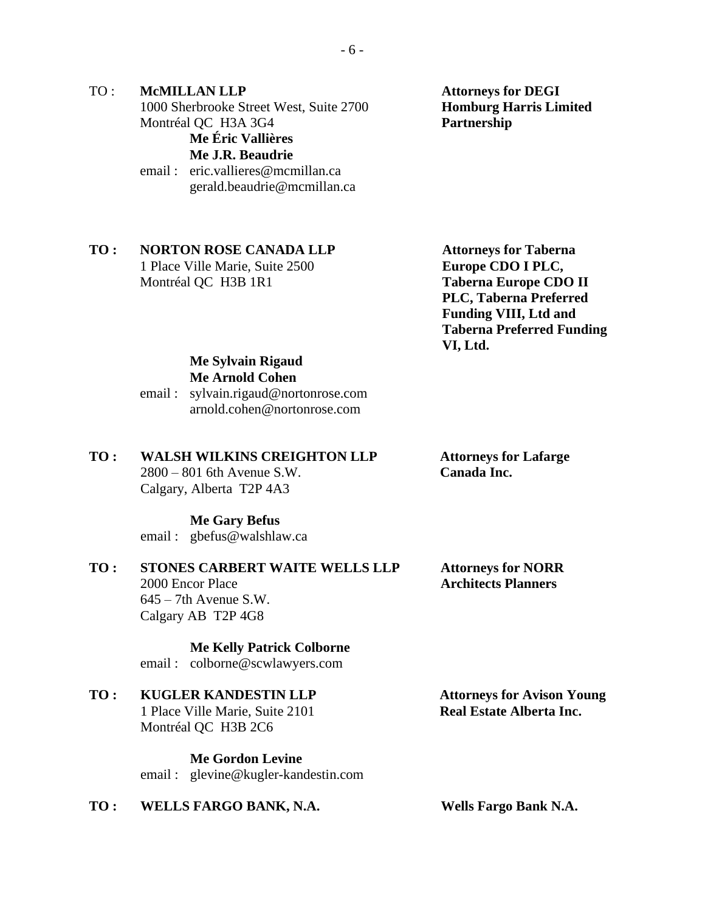TO : **McMILLAN LLP**
1000 Sherbrooke Street West, Suite 2700
Montréal QC H3A 3G4
**Me Éric Vallières**
**Me J.R. Beaudrie**
email : eric.vallieres@mcmillan.ca
gerald.beaudrie@mcmillan.ca

**Attorneys for DEGI Homburg Harris Limited Partnership**

**TO : NORTON ROSE CANADA LLP**
1 Place Ville Marie, Suite 2500
Montréal QC H3B 1R1
**Me Sylvain Rigaud**
**Me Arnold Cohen**
email : sylvain.rigaud@nortonrose.com
arnold.cohen@nortonrose.com

**Attorneys for Taberna Europe CDO I PLC, Taberna Europe CDO II PLC, Taberna Preferred Funding VIII, Ltd and Taberna Preferred Funding VI, Ltd.**

**TO : WALSH WILKINS CREIGHTON LLP**
2800 – 801 6th Avenue S.W.
Calgary, Alberta T2P 4A3
**Me Gary Befus**
email : gbefus@walshlaw.ca

**Attorneys for Lafarge Canada Inc.**

**TO : STONES CARBERT WAITE WELLS LLP**
2000 Encor Place
645 – 7th Avenue S.W.
Calgary AB T2P 4G8
**Me Kelly Patrick Colborne**
email : colborne@scwlawyers.com

**Attorneys for NORR Architects Planners**

**TO : KUGLER KANDESTIN LLP**
1 Place Ville Marie, Suite 2101
Montréal QC H3B 2C6
**Me Gordon Levine**
email : glevine@kugler-kandestin.com

**Attorneys for Avison Young Real Estate Alberta Inc.**

**TO : WELLS FARGO BANK, N.A.**

**Wells Fargo Bank N.A.**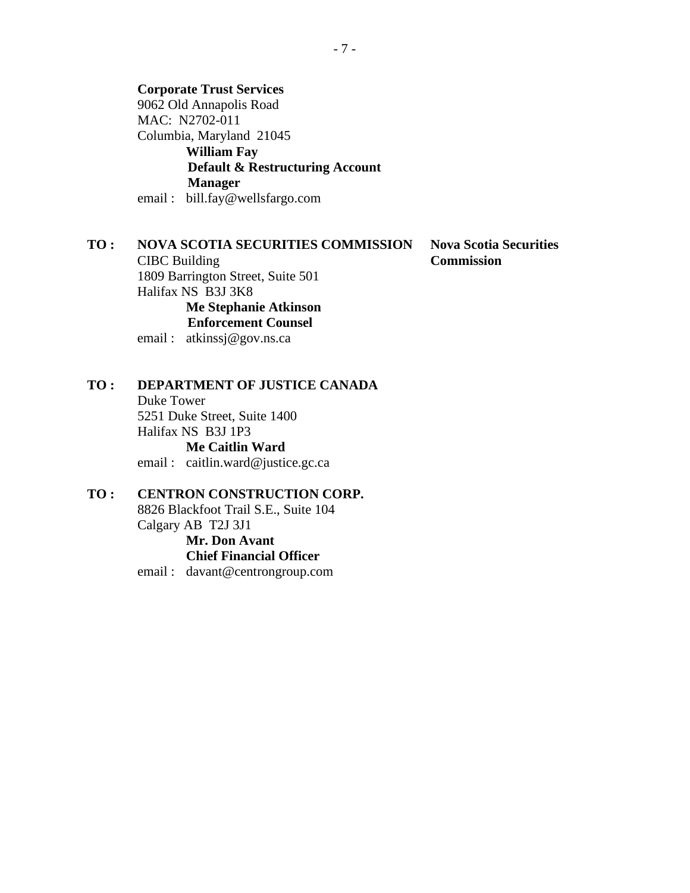**Corporate Trust Services**
9062 Old Annapolis Road
MAC: N2702-011
Columbia, Maryland 21045

**William Fay**
**Default & Restructuring Account Manager**

email : bill.fay@wellsfargo.com

**TO : NOVA SCOTIA SECURITIES COMMISSION** — **Nova Scotia Securities Commission**
CIBC Building
1809 Barrington Street, Suite 501
Halifax NS B3J 3K8

**Me Stephanie Atkinson**
**Enforcement Counsel**

email : atkinssj@gov.ns.ca

**TO : DEPARTMENT OF JUSTICE CANADA**
Duke Tower
5251 Duke Street, Suite 1400
Halifax NS B3J 1P3

**Me Caitlin Ward**

email : caitlin.ward@justice.gc.ca

**TO : CENTRON CONSTRUCTION CORP.**
8826 Blackfoot Trail S.E., Suite 104
Calgary AB T2J 3J1

**Mr. Don Avant**
**Chief Financial Officer**

email : davant@centrongroup.com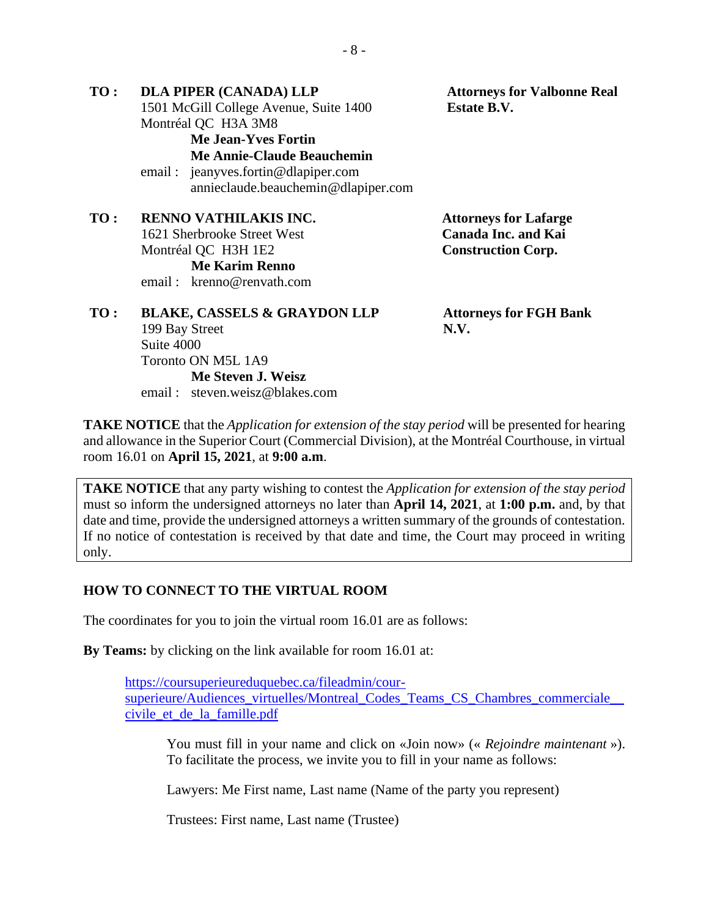**TO :** **DLA PIPER (CANADA) LLP**
1501 McGill College Avenue, Suite 1400
Montréal QC H3A 3M8
**Me Jean-Yves Fortin**
**Me Annie-Claude Beauchemin**
email : jeanyves.fortin@dlapiper.com
annieclaude.beauchemin@dlapiper.com

**Attorneys for Valbonne Real Estate B.V.**

**TO :** **RENNO VATHILAKIS INC.**
1621 Sherbrooke Street West
Montréal QC H3H 1E2
**Me Karim Renno**
email : krenno@renvath.com

**Attorneys for Lafarge Canada Inc. and Kai Construction Corp.**

**TO :** **BLAKE, CASSELS & GRAYDON LLP**
199 Bay Street
Suite 4000
Toronto ON M5L 1A9
**Me Steven J. Weisz**
email : steven.weisz@blakes.com

**Attorneys for FGH Bank N.V.**

**TAKE NOTICE** that the *Application for extension of the stay period* will be presented for hearing and allowance in the Superior Court (Commercial Division), at the Montréal Courthouse, in virtual room 16.01 on **April 15, 2021**, at **9:00 a.m**.

**TAKE NOTICE** that any party wishing to contest the *Application for extension of the stay period* must so inform the undersigned attorneys no later than **April 14, 2021**, at **1:00 p.m.** and, by that date and time, provide the undersigned attorneys a written summary of the grounds of contestation. If no notice of contestation is received by that date and time, the Court may proceed in writing only.

## HOW TO CONNECT TO THE VIRTUAL ROOM

The coordinates for you to join the virtual room 16.01 are as follows:

**By Teams:** by clicking on the link available for room 16.01 at:

> https://coursuperieureduquebec.ca/fileadmin/cour-superieure/Audiences_virtuelles/Montreal_Codes_Teams_CS_Chambres_commerciale__civile_et_de_la_famille.pdf

> You must fill in your name and click on «Join now» (« *Rejoindre maintenant* »). To facilitate the process, we invite you to fill in your name as follows:
>
> Lawyers: Me First name, Last name (Name of the party you represent)
>
> Trustees: First name, Last name (Trustee)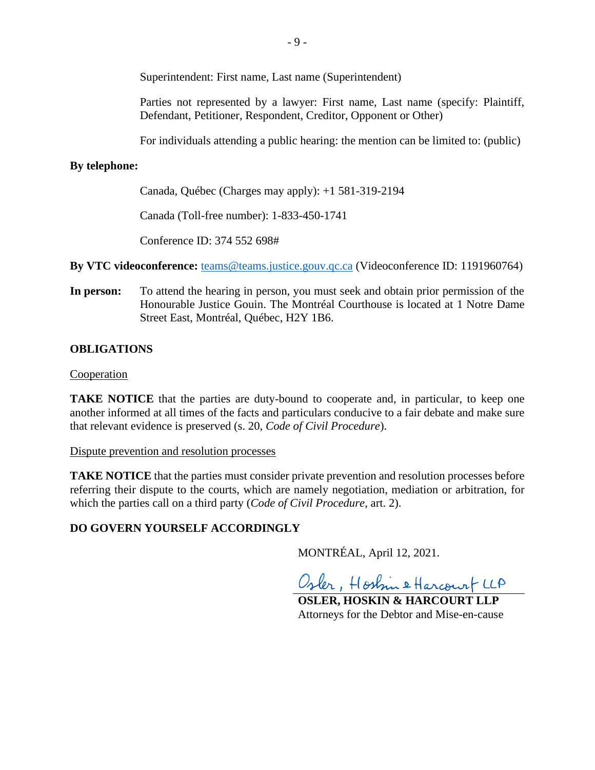Superintendent: First name, Last name (Superintendent)

Parties not represented by a lawyer: First name, Last name (specify: Plaintiff, Defendant, Petitioner, Respondent, Creditor, Opponent or Other)

For individuals attending a public hearing: the mention can be limited to: (public)

**By telephone:**

Canada, Québec (Charges may apply): +1 581-319-2194

Canada (Toll-free number): 1-833-450-1741

Conference ID: 374 552 698#

**By VTC videoconference:** teams@teams.justice.gouv.qc.ca (Videoconference ID: 1191960764)

**In person:** To attend the hearing in person, you must seek and obtain prior permission of the Honourable Justice Gouin. The Montréal Courthouse is located at 1 Notre Dame Street East, Montréal, Québec, H2Y 1B6.

## OBLIGATIONS

Cooperation

**TAKE NOTICE** that the parties are duty-bound to cooperate and, in particular, to keep one another informed at all times of the facts and particulars conducive to a fair debate and make sure that relevant evidence is preserved (s. 20, *Code of Civil Procedure*).

Dispute prevention and resolution processes

**TAKE NOTICE** that the parties must consider private prevention and resolution processes before referring their dispute to the courts, which are namely negotiation, mediation or arbitration, for which the parties call on a third party (*Code of Civil Procedure*, art. 2).

**DO GOVERN YOURSELF ACCORDINGLY**

MONTRÉAL, April 12, 2021.

Osler, Hoskin & Harcourt LLP

**OSLER, HOSKIN & HARCOURT LLP**
Attorneys for the Debtor and Mise-en-cause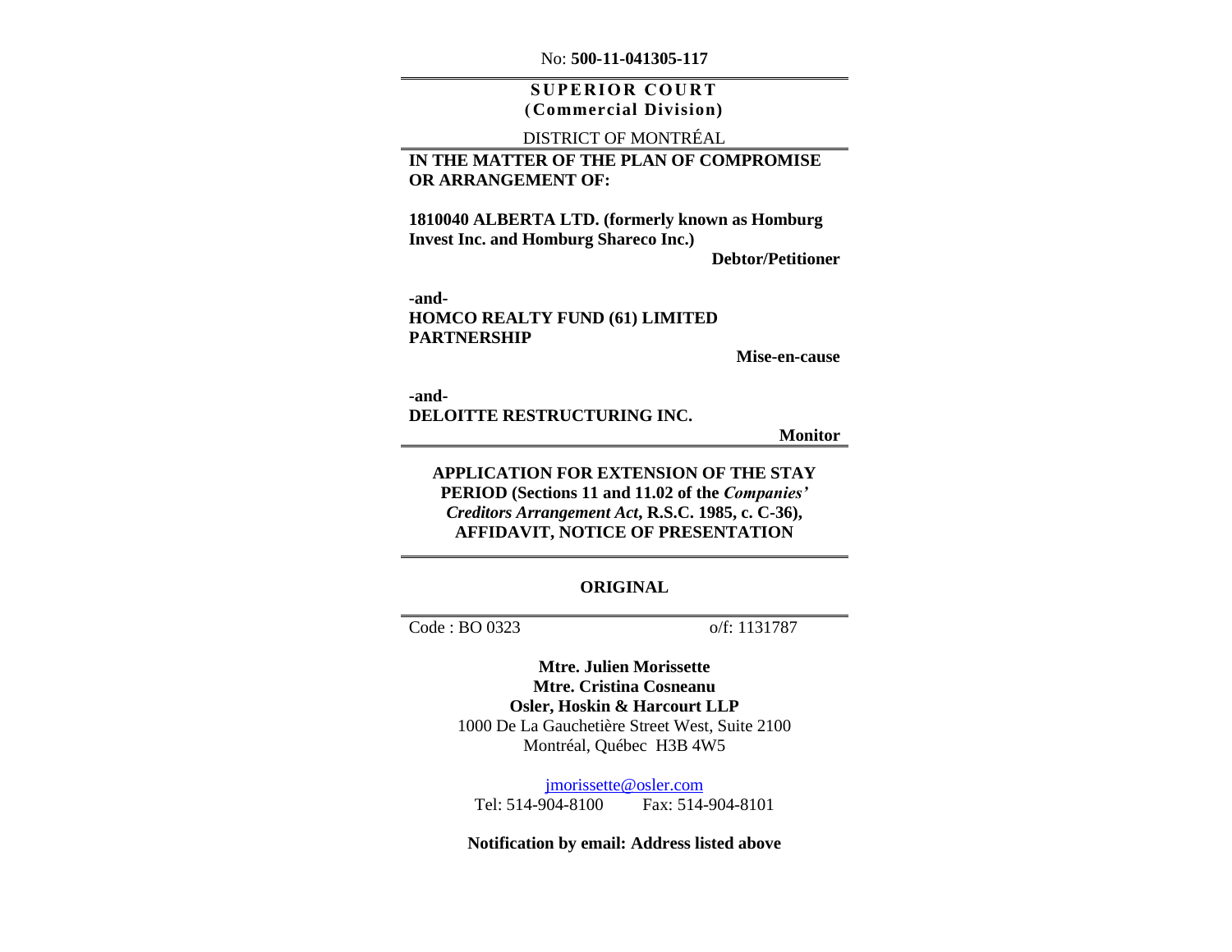No: **500-11-041305-117**

**SUPERIOR COURT**
**(Commercial Division)**

DISTRICT OF MONTRÉAL

**IN THE MATTER OF THE PLAN OF COMPROMISE OR ARRANGEMENT OF:**

**1810040 ALBERTA LTD. (formerly known as Homburg Invest Inc. and Homburg Shareco Inc.)**

**Debtor/Petitioner**

**-and-**
**HOMCO REALTY FUND (61) LIMITED PARTNERSHIP**

**Mise-en-cause**

**-and-**
**DELOITTE RESTRUCTURING INC.**

**Monitor**

**APPLICATION FOR EXTENSION OF THE STAY PERIOD (Sections 11 and 11.02 of the *Companies' Creditors Arrangement Act*, R.S.C. 1985, c. C-36), AFFIDAVIT, NOTICE OF PRESENTATION**

**ORIGINAL**

Code : BO 0323 o/f: 1131787

**Mtre. Julien Morissette**
**Mtre. Cristina Cosneanu**
**Osler, Hoskin & Harcourt LLP**
1000 De La Gauchetière Street West, Suite 2100
Montréal, Québec H3B 4W5

jmorissette@osler.com
Tel: 514-904-8100 Fax: 514-904-8101

**Notification by email: Address listed above**